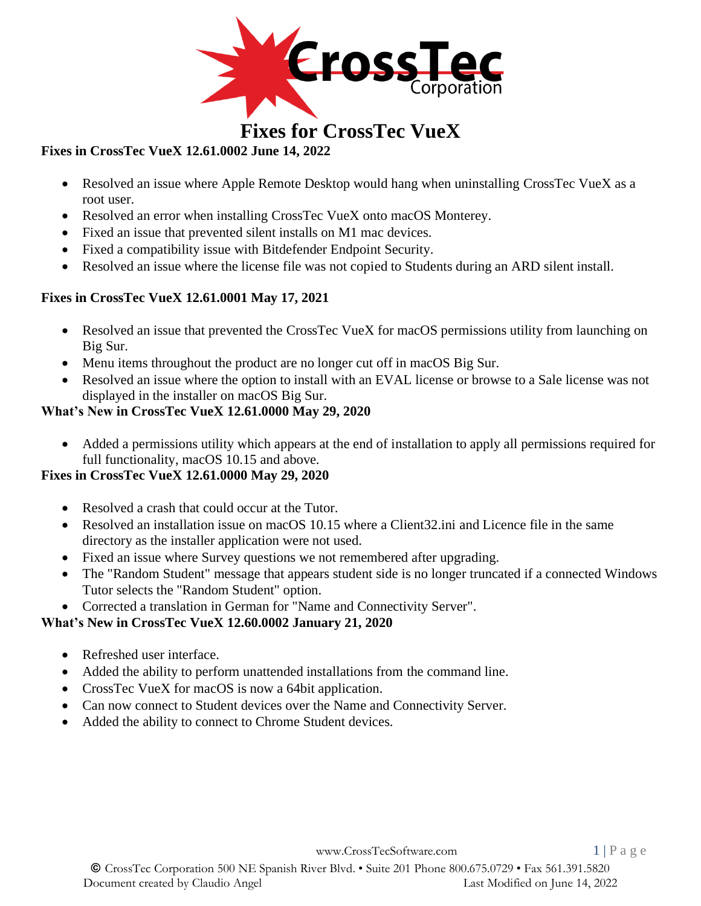# Fixes for CrossTec VueX

### Fixes in CrossTec VueX 12.61.0002 June 14, 2022

- Resolved an issue where Apple Remote Desktop would hang when uninstalling CrossTec VueX as a root user.
- Resolved an error when installing CrossTec VueX onto macOS Monterey.
- Fixed an issue that prevented silent installs on M1 mac devices.
- Fixed a compatibility issue with Bitdefender Endpoint Security.
- Resolved an issue where the license file was not copied to Students during an ARD silent install.

### Fixes in CrossTec VueX 12.61.0001 May 17, 2021

- Resolved an issue that prevented the CrossTec VueX for macOS permissions utility from launching on Big Sur.
- Menu items throughout the product are no longer cut off in macOS Big Sur.
- Resolved an issue where the option to install with an EVAL license or browse to a Sale license was not displayed in the installer on macOS Big Sur.

### What's New in CrossTec VueX 12.61.0000 May 29, 2020

- Added a permissions utility which appears at the end of installation to apply all permissions required for full functionality, macOS 10.15 and above.

### Fixes in CrossTec VueX 12.61.0000 May 29, 2020

- Resolved a crash that could occur at the Tutor.
- Resolved an installation issue on macOS 10.15 where a Client32.ini and Licence file in the same directory as the installer application were not used.
- Fixed an issue where Survey questions we not remembered after upgrading.
- The "Random Student" message that appears student side is no longer truncated if a connected Windows Tutor selects the "Random Student" option.
- Corrected a translation in German for "Name and Connectivity Server".

### What's New in CrossTec VueX 12.60.0002 January 21, 2020

- Refreshed user interface.
- Added the ability to perform unattended installations from the command line.
- CrossTec VueX for macOS is now a 64bit application.
- Can now connect to Student devices over the Name and Connectivity Server.
- Added the ability to connect to Chrome Student devices.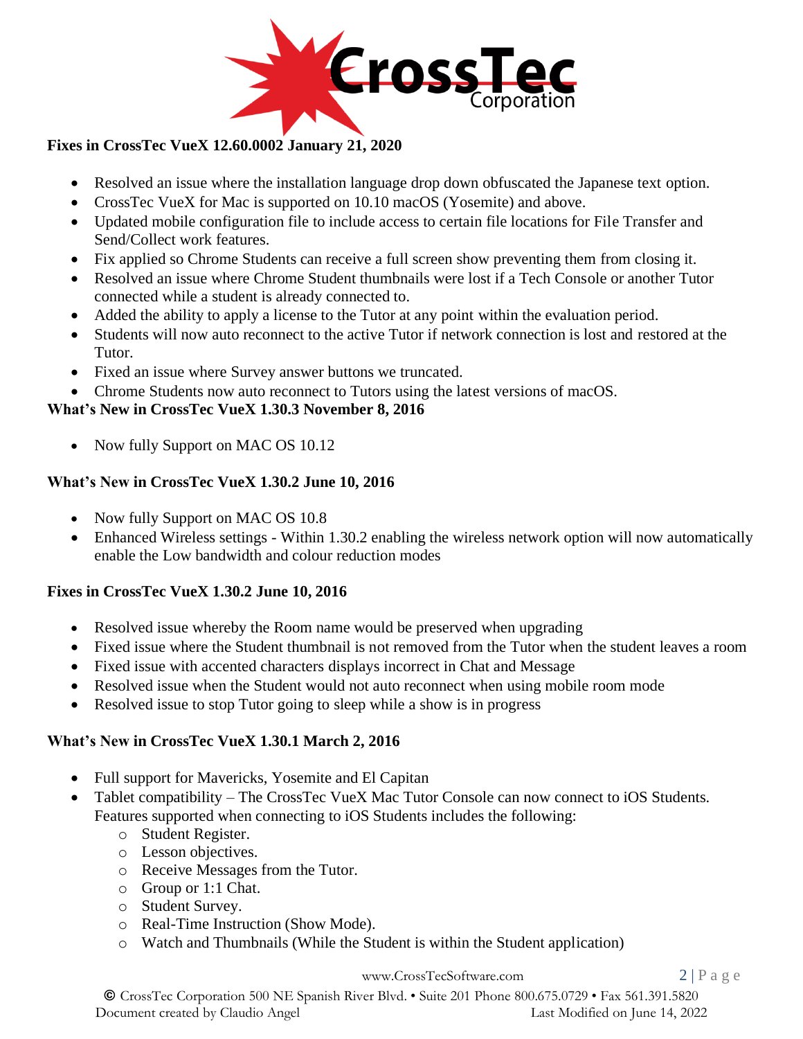**Fixes in CrossTec VueX 12.60.0002 January 21, 2020**

- Resolved an issue where the installation language drop down obfuscated the Japanese text option.
- CrossTec VueX for Mac is supported on 10.10 macOS (Yosemite) and above.
- Updated mobile configuration file to include access to certain file locations for File Transfer and Send/Collect work features.
- Fix applied so Chrome Students can receive a full screen show preventing them from closing it.
- Resolved an issue where Chrome Student thumbnails were lost if a Tech Console or another Tutor connected while a student is already connected to.
- Added the ability to apply a license to the Tutor at any point within the evaluation period.
- Students will now auto reconnect to the active Tutor if network connection is lost and restored at the Tutor.
- Fixed an issue where Survey answer buttons we truncated.
- Chrome Students now auto reconnect to Tutors using the latest versions of macOS.

**What's New in CrossTec VueX 1.30.3 November 8, 2016**

- Now fully Support on MAC OS 10.12

**What's New in CrossTec VueX 1.30.2 June 10, 2016**

- Now fully Support on MAC OS 10.8
- Enhanced Wireless settings - Within 1.30.2 enabling the wireless network option will now automatically enable the Low bandwidth and colour reduction modes

**Fixes in CrossTec VueX 1.30.2 June 10, 2016**

- Resolved issue whereby the Room name would be preserved when upgrading
- Fixed issue where the Student thumbnail is not removed from the Tutor when the student leaves a room
- Fixed issue with accented characters displays incorrect in Chat and Message
- Resolved issue when the Student would not auto reconnect when using mobile room mode
- Resolved issue to stop Tutor going to sleep while a show is in progress

**What's New in CrossTec VueX 1.30.1 March 2, 2016**

- Full support for Mavericks, Yosemite and El Capitan
- Tablet compatibility – The CrossTec VueX Mac Tutor Console can now connect to iOS Students. Features supported when connecting to iOS Students includes the following:
  - Student Register.
  - Lesson objectives.
  - Receive Messages from the Tutor.
  - Group or 1:1 Chat.
  - Student Survey.
  - Real-Time Instruction (Show Mode).
  - Watch and Thumbnails (While the Student is within the Student application)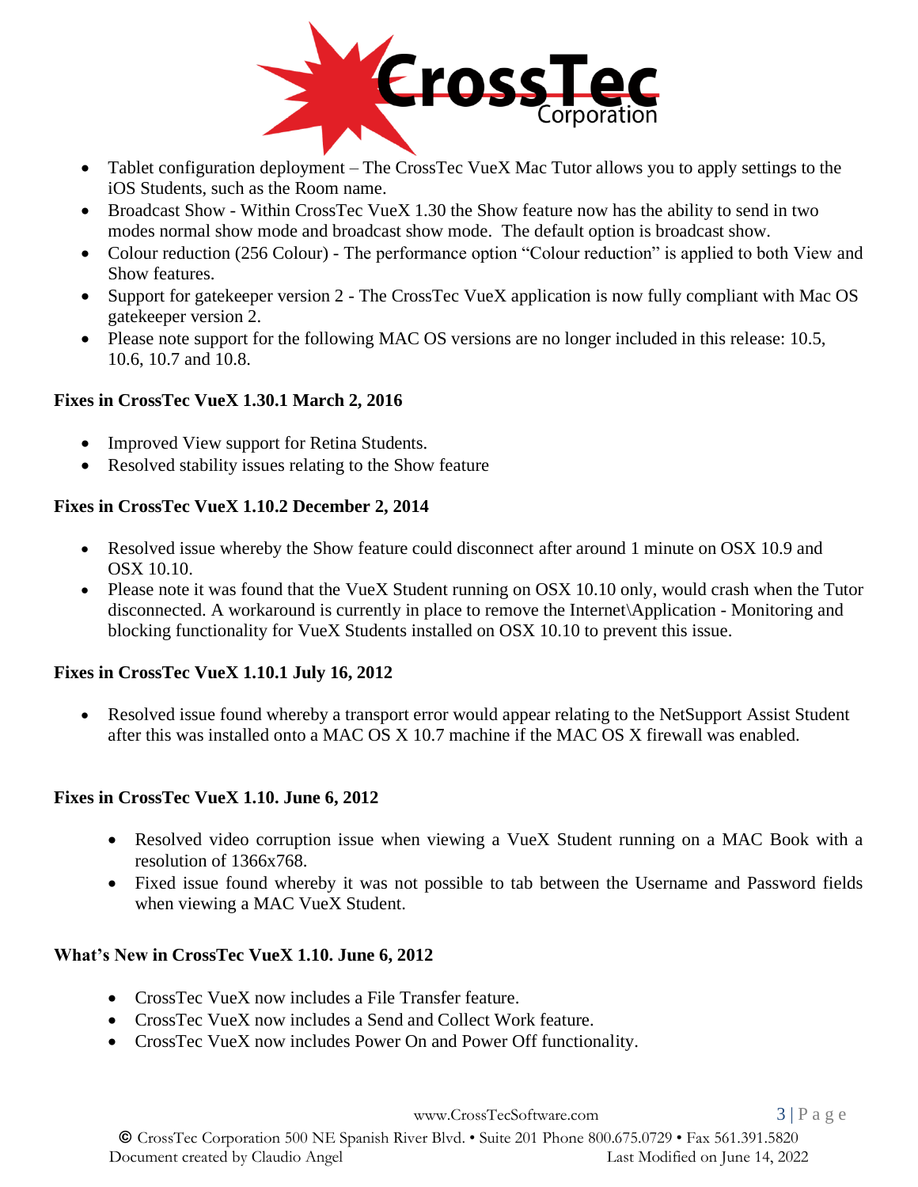- Tablet configuration deployment – The CrossTec VueX Mac Tutor allows you to apply settings to the iOS Students, such as the Room name.
- Broadcast Show - Within CrossTec VueX 1.30 the Show feature now has the ability to send in two modes normal show mode and broadcast show mode. The default option is broadcast show.
- Colour reduction (256 Colour) - The performance option "Colour reduction" is applied to both View and Show features.
- Support for gatekeeper version 2 - The CrossTec VueX application is now fully compliant with Mac OS gatekeeper version 2.
- Please note support for the following MAC OS versions are no longer included in this release: 10.5, 10.6, 10.7 and 10.8.

**Fixes in CrossTec VueX 1.30.1 March 2, 2016**

- Improved View support for Retina Students.
- Resolved stability issues relating to the Show feature

**Fixes in CrossTec VueX 1.10.2 December 2, 2014**

- Resolved issue whereby the Show feature could disconnect after around 1 minute on OSX 10.9 and OSX 10.10.
- Please note it was found that the VueX Student running on OSX 10.10 only, would crash when the Tutor disconnected. A workaround is currently in place to remove the Internet\Application - Monitoring and blocking functionality for VueX Students installed on OSX 10.10 to prevent this issue.

**Fixes in CrossTec VueX 1.10.1 July 16, 2012**

- Resolved issue found whereby a transport error would appear relating to the NetSupport Assist Student after this was installed onto a MAC OS X 10.7 machine if the MAC OS X firewall was enabled.

**Fixes in CrossTec VueX 1.10. June 6, 2012**

- Resolved video corruption issue when viewing a VueX Student running on a MAC Book with a resolution of 1366x768.
- Fixed issue found whereby it was not possible to tab between the Username and Password fields when viewing a MAC VueX Student.

**What's New in CrossTec VueX 1.10. June 6, 2012**

- CrossTec VueX now includes a File Transfer feature.
- CrossTec VueX now includes a Send and Collect Work feature.
- CrossTec VueX now includes Power On and Power Off functionality.